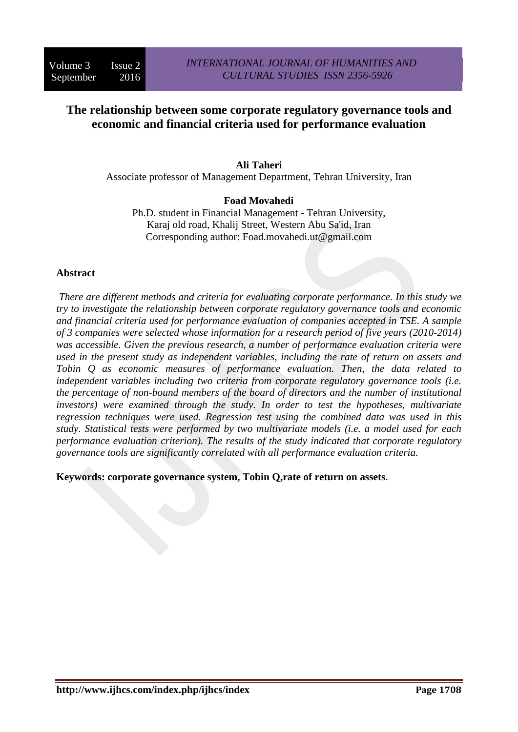# The relationship between some corporate regulatory governance tools and economic and financial criteria used for performance evaluation

**Ali Taheri**

Associate professor of Management Department, Tehran University, Iran

**Foad Movahedi**

Ph.D. student in Financial Management - Tehran University,
Karaj old road, Khalij Street, Western Abu Sa'id, Iran
Corresponding author: Foad.movahedi.ut@gmail.com

## Abstract

*There are different methods and criteria for evaluating corporate performance. In this study we try to investigate the relationship between corporate regulatory governance tools and economic and financial criteria used for performance evaluation of companies accepted in TSE. A sample of 3 companies were selected whose information for a research period of five years (2010-2014) was accessible. Given the previous research, a number of performance evaluation criteria were used in the present study as independent variables, including the rate of return on assets and Tobin Q as economic measures of performance evaluation. Then, the data related to independent variables including two criteria from corporate regulatory governance tools (i.e. the percentage of non-bound members of the board of directors and the number of institutional investors) were examined through the study. In order to test the hypotheses, multivariate regression techniques were used. Regression test using the combined data was used in this study. Statistical tests were performed by two multivariate models (i.e. a model used for each performance evaluation criterion). The results of the study indicated that corporate regulatory governance tools are significantly correlated with all performance evaluation criteria.*

**Keywords: corporate governance system, Tobin Q,rate of return on assets**.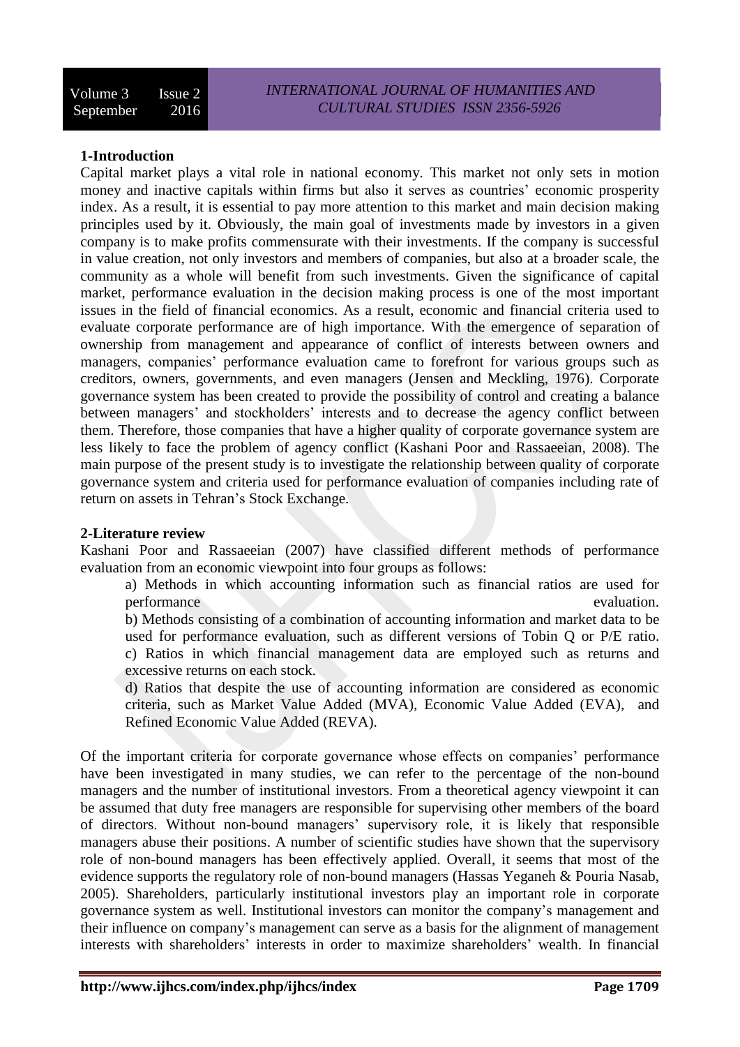## 1-Introduction

Capital market plays a vital role in national economy. This market not only sets in motion money and inactive capitals within firms but also it serves as countries' economic prosperity index. As a result, it is essential to pay more attention to this market and main decision making principles used by it. Obviously, the main goal of investments made by investors in a given company is to make profits commensurate with their investments. If the company is successful in value creation, not only investors and members of companies, but also at a broader scale, the community as a whole will benefit from such investments. Given the significance of capital market, performance evaluation in the decision making process is one of the most important issues in the field of financial economics. As a result, economic and financial criteria used to evaluate corporate performance are of high importance. With the emergence of separation of ownership from management and appearance of conflict of interests between owners and managers, companies' performance evaluation came to forefront for various groups such as creditors, owners, governments, and even managers (Jensen and Meckling, 1976). Corporate governance system has been created to provide the possibility of control and creating a balance between managers' and stockholders' interests and to decrease the agency conflict between them. Therefore, those companies that have a higher quality of corporate governance system are less likely to face the problem of agency conflict (Kashani Poor and Rassaeeian, 2008). The main purpose of the present study is to investigate the relationship between quality of corporate governance system and criteria used for performance evaluation of companies including rate of return on assets in Tehran's Stock Exchange.

## 2-Literature review

Kashani Poor and Rassaeeian (2007) have classified different methods of performance evaluation from an economic viewpoint into four groups as follows:

a) Methods in which accounting information such as financial ratios are used for performance evaluation.

b) Methods consisting of a combination of accounting information and market data to be used for performance evaluation, such as different versions of Tobin Q or P/E ratio.

c) Ratios in which financial management data are employed such as returns and excessive returns on each stock.

d) Ratios that despite the use of accounting information are considered as economic criteria, such as Market Value Added (MVA), Economic Value Added (EVA), and Refined Economic Value Added (REVA).

Of the important criteria for corporate governance whose effects on companies' performance have been investigated in many studies, we can refer to the percentage of the non-bound managers and the number of institutional investors. From a theoretical agency viewpoint it can be assumed that duty free managers are responsible for supervising other members of the board of directors. Without non-bound managers' supervisory role, it is likely that responsible managers abuse their positions. A number of scientific studies have shown that the supervisory role of non-bound managers has been effectively applied. Overall, it seems that most of the evidence supports the regulatory role of non-bound managers (Hassas Yeganeh & Pouria Nasab, 2005). Shareholders, particularly institutional investors play an important role in corporate governance system as well. Institutional investors can monitor the company's management and their influence on company's management can serve as a basis for the alignment of management interests with shareholders' interests in order to maximize shareholders' wealth. In financial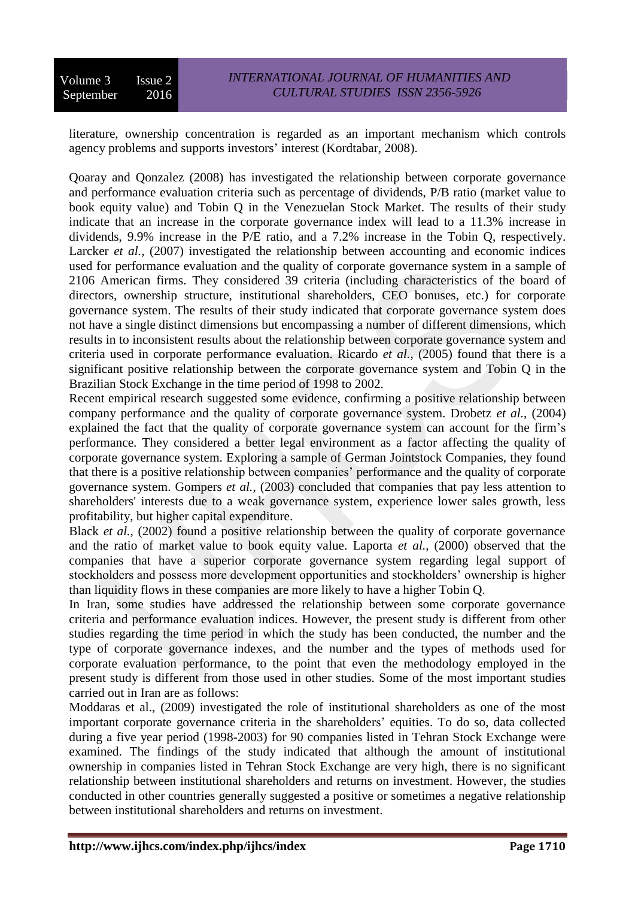literature, ownership concentration is regarded as an important mechanism which controls agency problems and supports investors' interest (Kordtabar, 2008).

Qoaray and Qonzalez (2008) has investigated the relationship between corporate governance and performance evaluation criteria such as percentage of dividends, P/B ratio (market value to book equity value) and Tobin Q in the Venezuelan Stock Market. The results of their study indicate that an increase in the corporate governance index will lead to a 11.3% increase in dividends, 9.9% increase in the P/E ratio, and a 7.2% increase in the Tobin Q, respectively. Larcker *et al.,* (2007) investigated the relationship between accounting and economic indices used for performance evaluation and the quality of corporate governance system in a sample of 2106 American firms. They considered 39 criteria (including characteristics of the board of directors, ownership structure, institutional shareholders, CEO bonuses, etc.) for corporate governance system. The results of their study indicated that corporate governance system does not have a single distinct dimensions but encompassing a number of different dimensions, which results in to inconsistent results about the relationship between corporate governance system and criteria used in corporate performance evaluation. Ricardo *et al.,* (2005) found that there is a significant positive relationship between the corporate governance system and Tobin Q in the Brazilian Stock Exchange in the time period of 1998 to 2002.

Recent empirical research suggested some evidence, confirming a positive relationship between company performance and the quality of corporate governance system. Drobetz *et al.,* (2004) explained the fact that the quality of corporate governance system can account for the firm's performance. They considered a better legal environment as a factor affecting the quality of corporate governance system. Exploring a sample of German Jointstock Companies, they found that there is a positive relationship between companies' performance and the quality of corporate governance system. Gompers *et al.,* (2003) concluded that companies that pay less attention to shareholders' interests due to a weak governance system, experience lower sales growth, less profitability, but higher capital expenditure.

Black *et al.,* (2002) found a positive relationship between the quality of corporate governance and the ratio of market value to book equity value. Laporta *et al.,* (2000) observed that the companies that have a superior corporate governance system regarding legal support of stockholders and possess more development opportunities and stockholders' ownership is higher than liquidity flows in these companies are more likely to have a higher Tobin Q.

In Iran, some studies have addressed the relationship between some corporate governance criteria and performance evaluation indices. However, the present study is different from other studies regarding the time period in which the study has been conducted, the number and the type of corporate governance indexes, and the number and the types of methods used for corporate evaluation performance, to the point that even the methodology employed in the present study is different from those used in other studies. Some of the most important studies carried out in Iran are as follows:

Moddaras et al., (2009) investigated the role of institutional shareholders as one of the most important corporate governance criteria in the shareholders' equities. To do so, data collected during a five year period (1998-2003) for 90 companies listed in Tehran Stock Exchange were examined. The findings of the study indicated that although the amount of institutional ownership in companies listed in Tehran Stock Exchange are very high, there is no significant relationship between institutional shareholders and returns on investment. However, the studies conducted in other countries generally suggested a positive or sometimes a negative relationship between institutional shareholders and returns on investment.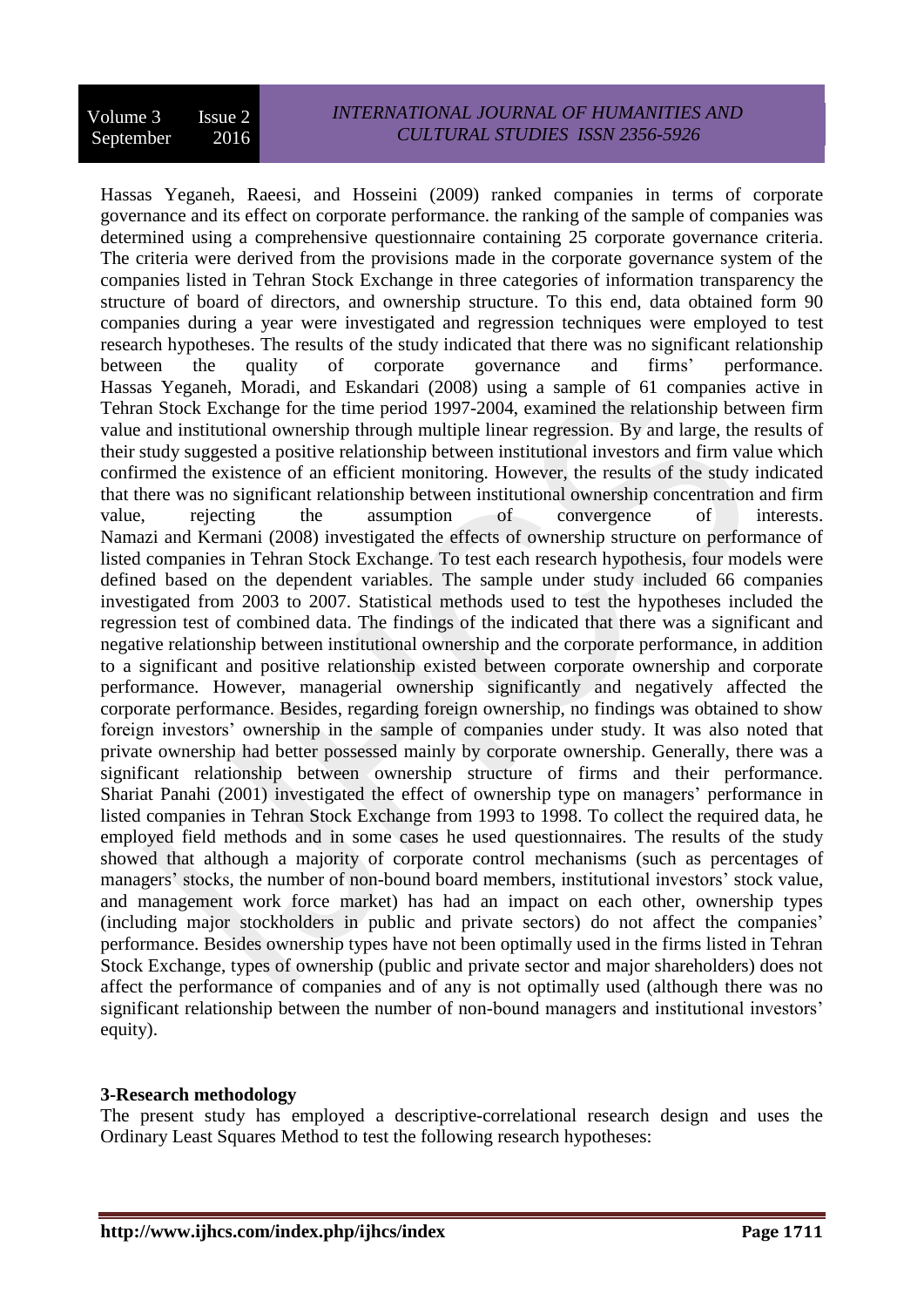Hassas Yeganeh, Raeesi, and Hosseini (2009) ranked companies in terms of corporate governance and its effect on corporate performance. the ranking of the sample of companies was determined using a comprehensive questionnaire containing 25 corporate governance criteria. The criteria were derived from the provisions made in the corporate governance system of the companies listed in Tehran Stock Exchange in three categories of information transparency the structure of board of directors, and ownership structure. To this end, data obtained form 90 companies during a year were investigated and regression techniques were employed to test research hypotheses. The results of the study indicated that there was no significant relationship between the quality of corporate governance and firms' performance. Hassas Yeganeh, Moradi, and Eskandari (2008) using a sample of 61 companies active in Tehran Stock Exchange for the time period 1997-2004, examined the relationship between firm value and institutional ownership through multiple linear regression. By and large, the results of their study suggested a positive relationship between institutional investors and firm value which confirmed the existence of an efficient monitoring. However, the results of the study indicated that there was no significant relationship between institutional ownership concentration and firm value, rejecting the assumption of convergence of interests. Namazi and Kermani (2008) investigated the effects of ownership structure on performance of listed companies in Tehran Stock Exchange. To test each research hypothesis, four models were defined based on the dependent variables. The sample under study included 66 companies investigated from 2003 to 2007. Statistical methods used to test the hypotheses included the regression test of combined data. The findings of the indicated that there was a significant and negative relationship between institutional ownership and the corporate performance, in addition to a significant and positive relationship existed between corporate ownership and corporate performance. However, managerial ownership significantly and negatively affected the corporate performance. Besides, regarding foreign ownership, no findings was obtained to show foreign investors' ownership in the sample of companies under study. It was also noted that private ownership had better possessed mainly by corporate ownership. Generally, there was a significant relationship between ownership structure of firms and their performance. Shariat Panahi (2001) investigated the effect of ownership type on managers' performance in listed companies in Tehran Stock Exchange from 1993 to 1998. To collect the required data, he employed field methods and in some cases he used questionnaires. The results of the study showed that although a majority of corporate control mechanisms (such as percentages of managers' stocks, the number of non-bound board members, institutional investors' stock value, and management work force market) has had an impact on each other, ownership types (including major stockholders in public and private sectors) do not affect the companies' performance. Besides ownership types have not been optimally used in the firms listed in Tehran Stock Exchange, types of ownership (public and private sector and major shareholders) does not affect the performance of companies and of any is not optimally used (although there was no significant relationship between the number of non-bound managers and institutional investors' equity).

## 3-Research methodology

The present study has employed a descriptive-correlational research design and uses the Ordinary Least Squares Method to test the following research hypotheses: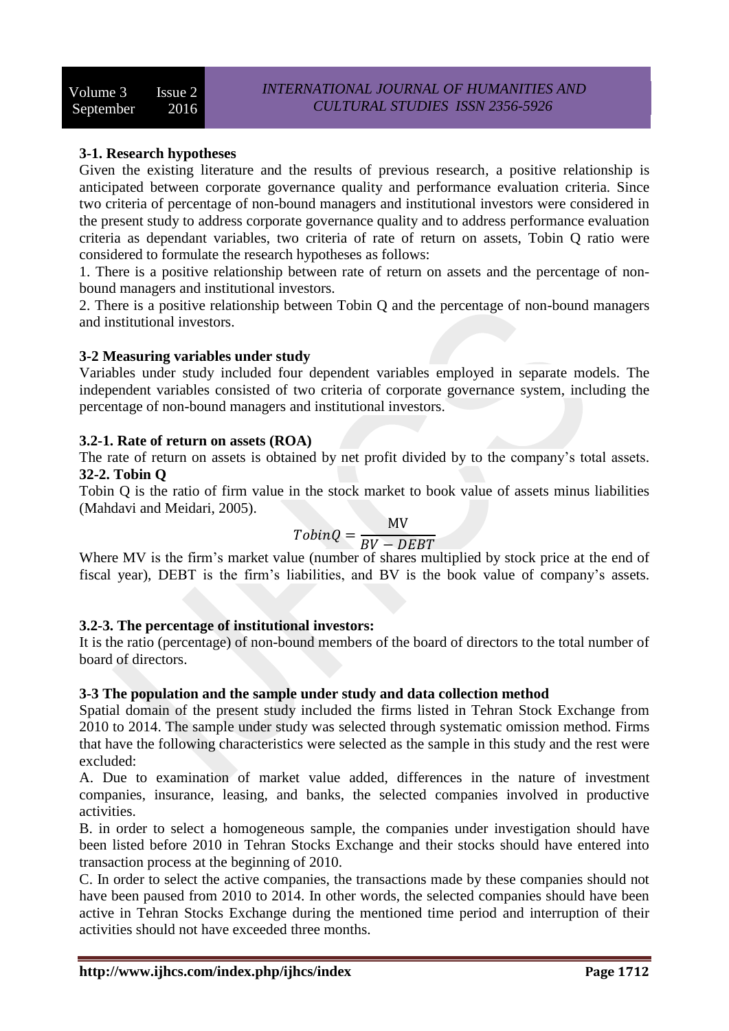### 3-1. Research hypotheses

Given the existing literature and the results of previous research, a positive relationship is anticipated between corporate governance quality and performance evaluation criteria. Since two criteria of percentage of non-bound managers and institutional investors were considered in the present study to address corporate governance quality and to address performance evaluation criteria as dependant variables, two criteria of rate of return on assets, Tobin Q ratio were considered to formulate the research hypotheses as follows:

1. There is a positive relationship between rate of return on assets and the percentage of non-bound managers and institutional investors.
2. There is a positive relationship between Tobin Q and the percentage of non-bound managers and institutional investors.

### 3-2 Measuring variables under study

Variables under study included four dependent variables employed in separate models. The independent variables consisted of two criteria of corporate governance system, including the percentage of non-bound managers and institutional investors.

#### 3.2-1. Rate of return on assets (ROA)

The rate of return on assets is obtained by net profit divided by to the company's total assets.

#### 32-2. Tobin Q

Tobin Q is the ratio of firm value in the stock market to book value of assets minus liabilities (Mahdavi and Meidari, 2005).

$$TobinQ = \frac{\text{MV}}{BV - DEBT}$$

Where MV is the firm's market value (number of shares multiplied by stock price at the end of fiscal year), DEBT is the firm's liabilities, and BV is the book value of company's assets.

#### 3.2-3. The percentage of institutional investors:

It is the ratio (percentage) of non-bound members of the board of directors to the total number of board of directors.

### 3-3 The population and the sample under study and data collection method

Spatial domain of the present study included the firms listed in Tehran Stock Exchange from 2010 to 2014. The sample under study was selected through systematic omission method. Firms that have the following characteristics were selected as the sample in this study and the rest were excluded:

A. Due to examination of market value added, differences in the nature of investment companies, insurance, leasing, and banks, the selected companies involved in productive activities.

B. in order to select a homogeneous sample, the companies under investigation should have been listed before 2010 in Tehran Stocks Exchange and their stocks should have entered into transaction process at the beginning of 2010.

C. In order to select the active companies, the transactions made by these companies should not have been paused from 2010 to 2014. In other words, the selected companies should have been active in Tehran Stocks Exchange during the mentioned time period and interruption of their activities should not have exceeded three months.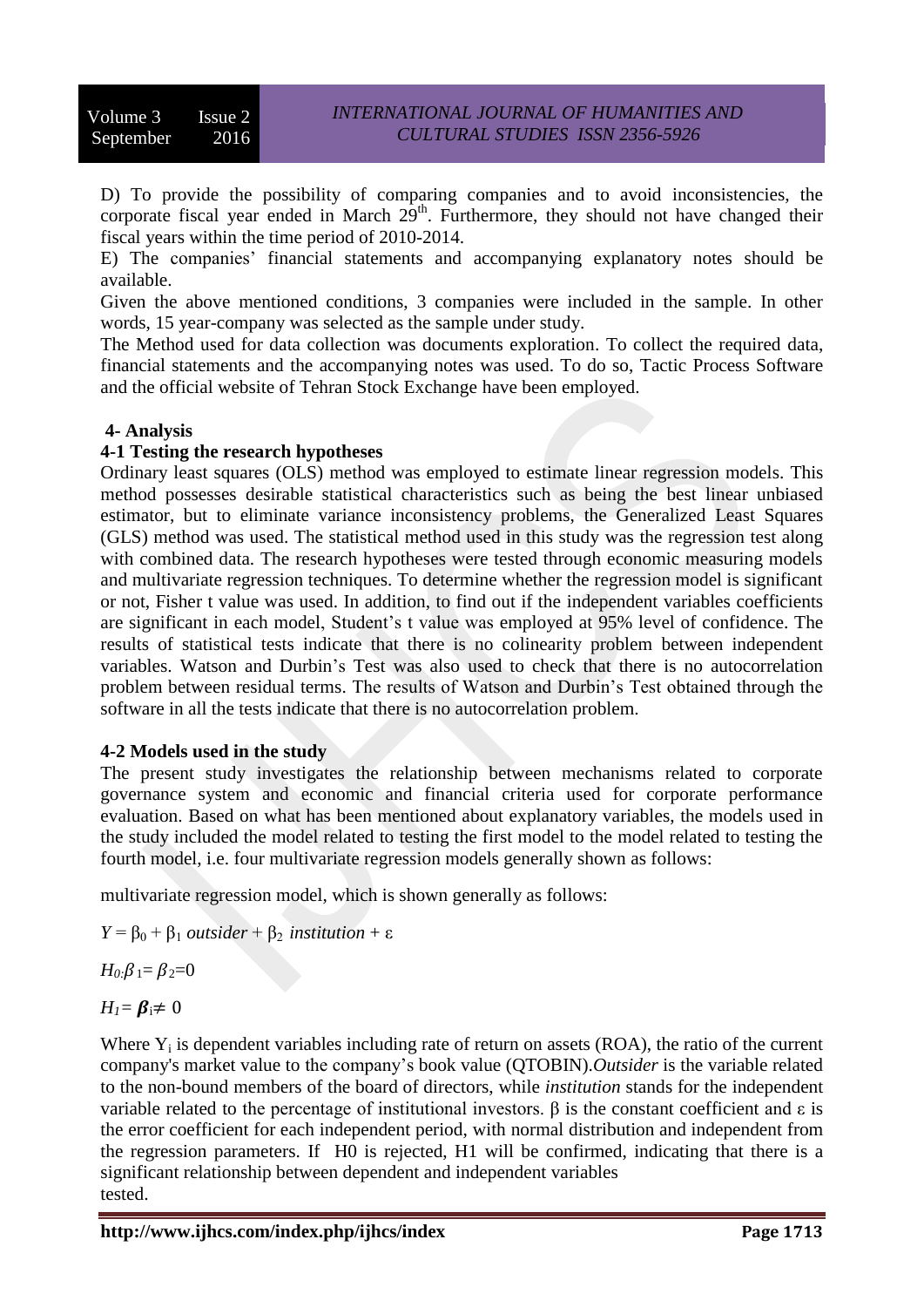D) To provide the possibility of comparing companies and to avoid inconsistencies, the corporate fiscal year ended in March 29th. Furthermore, they should not have changed their fiscal years within the time period of 2010-2014.

E) The companies' financial statements and accompanying explanatory notes should be available.

Given the above mentioned conditions, 3 companies were included in the sample. In other words, 15 year-company was selected as the sample under study.

The Method used for data collection was documents exploration. To collect the required data, financial statements and the accompanying notes was used. To do so, Tactic Process Software and the official website of Tehran Stock Exchange have been employed.

## 4- Analysis

### 4-1 Testing the research hypotheses

Ordinary least squares (OLS) method was employed to estimate linear regression models. This method possesses desirable statistical characteristics such as being the best linear unbiased estimator, but to eliminate variance inconsistency problems, the Generalized Least Squares (GLS) method was used. The statistical method used in this study was the regression test along with combined data. The research hypotheses were tested through economic measuring models and multivariate regression techniques. To determine whether the regression model is significant or not, Fisher t value was used. In addition, to find out if the independent variables coefficients are significant in each model, Student's t value was employed at 95% level of confidence. The results of statistical tests indicate that there is no colinearity problem between independent variables. Watson and Durbin's Test was also used to check that there is no autocorrelation problem between residual terms. The results of Watson and Durbin's Test obtained through the software in all the tests indicate that there is no autocorrelation problem.

### 4-2 Models used in the study

The present study investigates the relationship between mechanisms related to corporate governance system and economic and financial criteria used for corporate performance evaluation. Based on what has been mentioned about explanatory variables, the models used in the study included the model related to testing the first model to the model related to testing the fourth model, i.e. four multivariate regression models generally shown as follows:

multivariate regression model, which is shown generally as follows:

$$Y = \beta_0 + \beta_1 \, outsider + \beta_2 \, institution + \varepsilon$$

$$H_0: \beta_1 = \beta_2 = 0$$

$$H_1 = \boldsymbol{\beta}_i \neq 0$$

Where $Y_i$ is dependent variables including rate of return on assets (ROA), the ratio of the current company's market value to the company's book value (QTOBIN). *Outsider* is the variable related to the non-bound members of the board of directors, while *institution* stands for the independent variable related to the percentage of institutional investors. β is the constant coefficient and ε is the error coefficient for each independent period, with normal distribution and independent from the regression parameters. If H0 is rejected, H1 will be confirmed, indicating that there is a significant relationship between dependent and independent variables tested.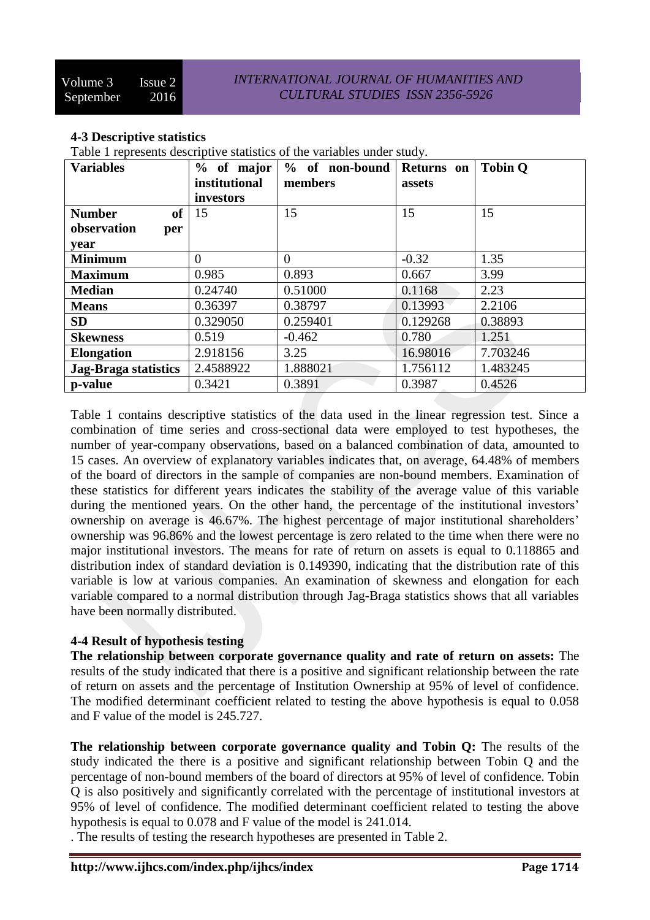### 4-3 Descriptive statistics

Table 1 represents descriptive statistics of the variables under study.

| Variables | % of major institutional investors | % of non-bound members | Returns on assets | Tobin Q |
|---|---|---|---|---|
| **Number of observation per year** | 15 | 15 | 15 | 15 |
| **Minimum** | 0 | 0 | -0.32 | 1.35 |
| **Maximum** | 0.985 | 0.893 | 0.667 | 3.99 |
| **Median** | 0.24740 | 0.51000 | 0.1168 | 2.23 |
| **Means** | 0.36397 | 0.38797 | 0.13993 | 2.2106 |
| **SD** | 0.329050 | 0.259401 | 0.129268 | 0.38893 |
| **Skewness** | 0.519 | -0.462 | 0.780 | 1.251 |
| **Elongation** | 2.918156 | 3.25 | 16.98016 | 7.703246 |
| **Jag-Braga statistics** | 2.4588922 | 1.888021 | 1.756112 | 1.483245 |
| **p-value** | 0.3421 | 0.3891 | 0.3987 | 0.4526 |

Table 1 contains descriptive statistics of the data used in the linear regression test. Since a combination of time series and cross-sectional data were employed to test hypotheses, the number of year-company observations, based on a balanced combination of data, amounted to 15 cases. An overview of explanatory variables indicates that, on average, 64.48% of members of the board of directors in the sample of companies are non-bound members. Examination of these statistics for different years indicates the stability of the average value of this variable during the mentioned years. On the other hand, the percentage of the institutional investors' ownership on average is 46.67%. The highest percentage of major institutional shareholders' ownership was 96.86% and the lowest percentage is zero related to the time when there were no major institutional investors. The means for rate of return on assets is equal to 0.118865 and distribution index of standard deviation is 0.149390, indicating that the distribution rate of this variable is low at various companies. An examination of skewness and elongation for each variable compared to a normal distribution through Jag-Braga statistics shows that all variables have been normally distributed.

### 4-4 Result of hypothesis testing

**The relationship between corporate governance quality and rate of return on assets:** The results of the study indicated that there is a positive and significant relationship between the rate of return on assets and the percentage of Institution Ownership at 95% of level of confidence. The modified determinant coefficient related to testing the above hypothesis is equal to 0.058 and F value of the model is 245.727.

**The relationship between corporate governance quality and Tobin Q:** The results of the study indicated the there is a positive and significant relationship between Tobin Q and the percentage of non-bound members of the board of directors at 95% of level of confidence. Tobin Q is also positively and significantly correlated with the percentage of institutional investors at 95% of level of confidence. The modified determinant coefficient related to testing the above hypothesis is equal to 0.078 and F value of the model is 241.014.

. The results of testing the research hypotheses are presented in Table 2.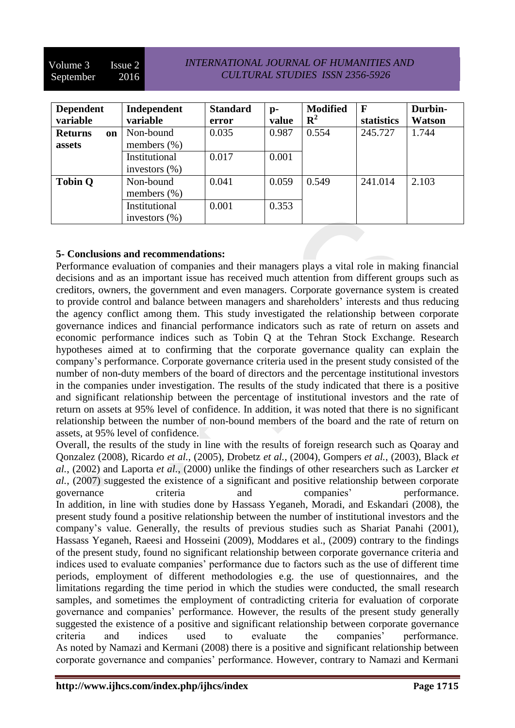| Dependent variable | Independent variable | Standard error | p-value | Modified $R^2$ | F statistics | Durbin-Watson |
|---|---|---|---|---|---|---|
| **Returns on assets** | Non-bound members (%) | 0.035 | 0.987 | 0.554 | 245.727 | 1.744 |
| | Institutional investors (%) | 0.017 | 0.001 | | | |
| **Tobin Q** | Non-bound members (%) | 0.041 | 0.059 | 0.549 | 241.014 | 2.103 |
| | Institutional investors (%) | 0.001 | 0.353 | | | |

## 5- Conclusions and recommendations:

Performance evaluation of companies and their managers plays a vital role in making financial decisions and as an important issue has received much attention from different groups such as creditors, owners, the government and even managers. Corporate governance system is created to provide control and balance between managers and shareholders' interests and thus reducing the agency conflict among them. This study investigated the relationship between corporate governance indices and financial performance indicators such as rate of return on assets and economic performance indices such as Tobin Q at the Tehran Stock Exchange. Research hypotheses aimed at to confirming that the corporate governance quality can explain the company's performance. Corporate governance criteria used in the present study consisted of the number of non-duty members of the board of directors and the percentage institutional investors in the companies under investigation. The results of the study indicated that there is a positive and significant relationship between the percentage of institutional investors and the rate of return on assets at 95% level of confidence. In addition, it was noted that there is no significant relationship between the number of non-bound members of the board and the rate of return on assets, at 95% level of confidence.

Overall, the results of the study in line with the results of foreign research such as Qoaray and Qonzalez (2008), Ricardo *et al.*, (2005), Drobetz *et al.*, (2004), Gompers *et al.*, (2003), Black *et al.*, (2002) and Laporta *et al.*, (2000) unlike the findings of other researchers such as Larcker *et al.*, (2007) suggested the existence of a significant and positive relationship between corporate governance criteria and companies' performance.

In addition, in line with studies done by Hassass Yeganeh, Moradi, and Eskandari (2008), the present study found a positive relationship between the number of institutional investors and the company's value. Generally, the results of previous studies such as Shariat Panahi (2001), Hassass Yeganeh, Raeesi and Hosseini (2009), Moddares et al., (2009) contrary to the findings of the present study, found no significant relationship between corporate governance criteria and indices used to evaluate companies' performance due to factors such as the use of different time periods, employment of different methodologies e.g. the use of questionnaires, and the limitations regarding the time period in which the studies were conducted, the small research samples, and sometimes the employment of contradicting criteria for evaluation of corporate governance and companies' performance. However, the results of the present study generally suggested the existence of a positive and significant relationship between corporate governance criteria and indices used to evaluate the companies' performance.

As noted by Namazi and Kermani (2008) there is a positive and significant relationship between corporate governance and companies' performance. However, contrary to Namazi and Kermani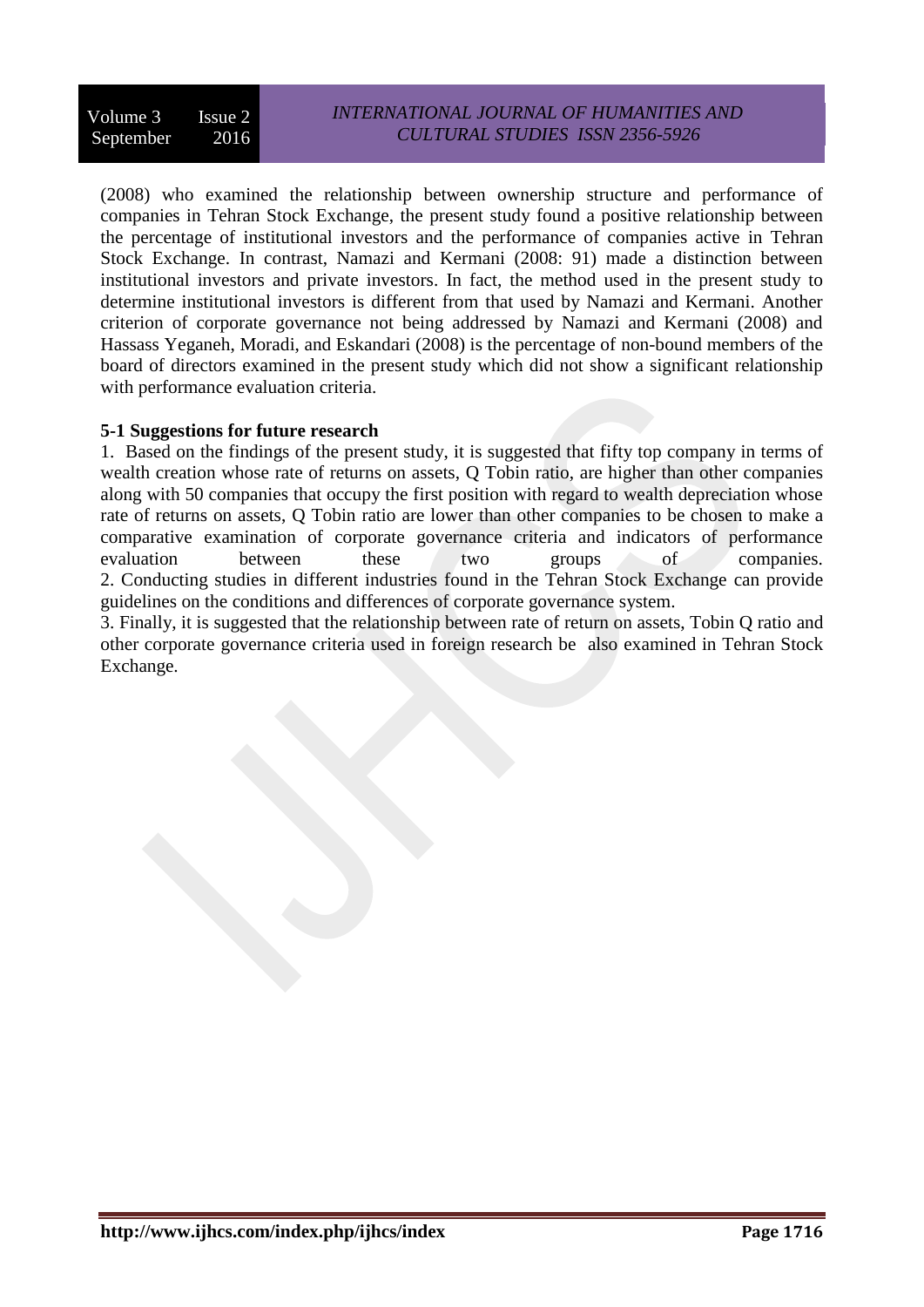(2008) who examined the relationship between ownership structure and performance of companies in Tehran Stock Exchange, the present study found a positive relationship between the percentage of institutional investors and the performance of companies active in Tehran Stock Exchange. In contrast, Namazi and Kermani (2008: 91) made a distinction between institutional investors and private investors. In fact, the method used in the present study to determine institutional investors is different from that used by Namazi and Kermani. Another criterion of corporate governance not being addressed by Namazi and Kermani (2008) and Hassass Yeganeh, Moradi, and Eskandari (2008) is the percentage of non-bound members of the board of directors examined in the present study which did not show a significant relationship with performance evaluation criteria.

**5-1 Suggestions for future research**

1. Based on the findings of the present study, it is suggested that fifty top company in terms of wealth creation whose rate of returns on assets, Q Tobin ratio, are higher than other companies along with 50 companies that occupy the first position with regard to wealth depreciation whose rate of returns on assets, Q Tobin ratio are lower than other companies to be chosen to make a comparative examination of corporate governance criteria and indicators of performance evaluation between these two groups of companies.
2. Conducting studies in different industries found in the Tehran Stock Exchange can provide guidelines on the conditions and differences of corporate governance system.
3. Finally, it is suggested that the relationship between rate of return on assets, Tobin Q ratio and other corporate governance criteria used in foreign research be also examined in Tehran Stock Exchange.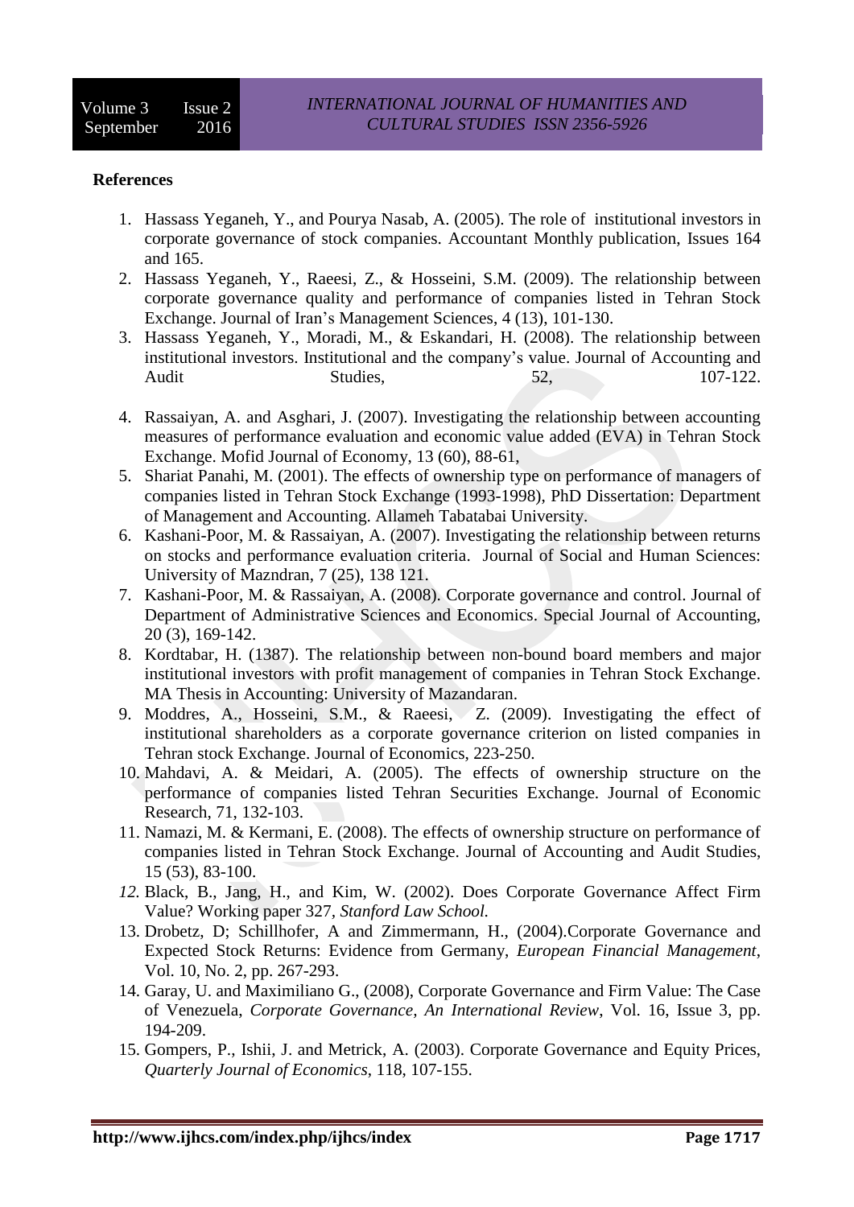**References**

1. Hassass Yeganeh, Y., and Pourya Nasab, A. (2005). The role of institutional investors in corporate governance of stock companies. Accountant Monthly publication, Issues 164 and 165.
2. Hassass Yeganeh, Y., Raeesi, Z., & Hosseini, S.M. (2009). The relationship between corporate governance quality and performance of companies listed in Tehran Stock Exchange. Journal of Iran's Management Sciences, 4 (13), 101-130.
3. Hassass Yeganeh, Y., Moradi, M., & Eskandari, H. (2008). The relationship between institutional investors. Institutional and the company's value. Journal of Accounting and Audit Studies, 52, 107-122.
4. Rassaiyan, A. and Asghari, J. (2007). Investigating the relationship between accounting measures of performance evaluation and economic value added (EVA) in Tehran Stock Exchange. Mofid Journal of Economy, 13 (60), 88-61,
5. Shariat Panahi, M. (2001). The effects of ownership type on performance of managers of companies listed in Tehran Stock Exchange (1993-1998), PhD Dissertation: Department of Management and Accounting. Allameh Tabatabai University.
6. Kashani-Poor, M. & Rassaiyan, A. (2007). Investigating the relationship between returns on stocks and performance evaluation criteria. Journal of Social and Human Sciences: University of Mazndran, 7 (25), 138 121.
7. Kashani-Poor, M. & Rassaiyan, A. (2008). Corporate governance and control. Journal of Department of Administrative Sciences and Economics. Special Journal of Accounting, 20 (3), 169-142.
8. Kordtabar, H. (1387). The relationship between non-bound board members and major institutional investors with profit management of companies in Tehran Stock Exchange. MA Thesis in Accounting: University of Mazandaran.
9. Moddres, A., Hosseini, S.M., & Raeesi, Z. (2009). Investigating the effect of institutional shareholders as a corporate governance criterion on listed companies in Tehran stock Exchange. Journal of Economics, 223-250.
10. Mahdavi, A. & Meidari, A. (2005). The effects of ownership structure on the performance of companies listed Tehran Securities Exchange. Journal of Economic Research, 71, 132-103.
11. Namazi, M. & Kermani, E. (2008). The effects of ownership structure on performance of companies listed in Tehran Stock Exchange. Journal of Accounting and Audit Studies, 15 (53), 83-100.
12. Black, B., Jang, H., and Kim, W. (2002). Does Corporate Governance Affect Firm Value? Working paper 327, *Stanford Law School.*
13. Drobetz, D; Schillhofer, A and Zimmermann, H., (2004).Corporate Governance and Expected Stock Returns: Evidence from Germany, *European Financial Management*, Vol. 10, No. 2, pp. 267-293.
14. Garay, U. and Maximiliano G., (2008), Corporate Governance and Firm Value: The Case of Venezuela, *Corporate Governance, An International Review*, Vol. 16, Issue 3, pp. 194-209.
15. Gompers, P., Ishii, J. and Metrick, A. (2003). Corporate Governance and Equity Prices, *Quarterly Journal of Economics*, 118, 107-155.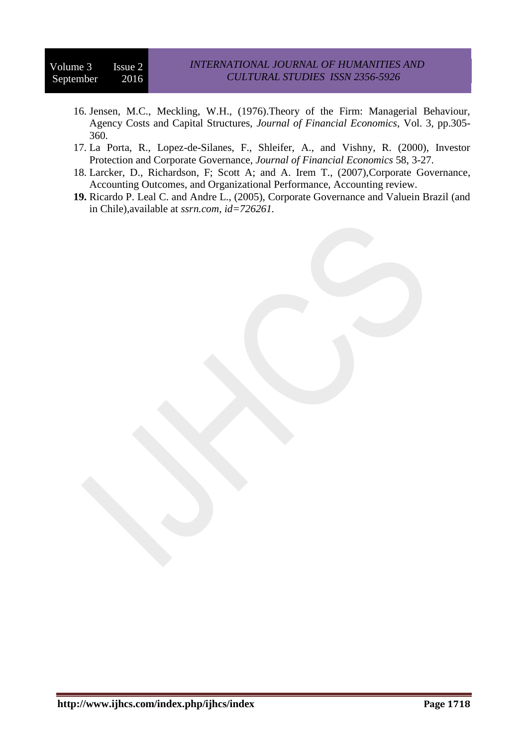16. Jensen, M.C., Meckling, W.H., (1976).Theory of the Firm: Managerial Behaviour, Agency Costs and Capital Structures, *Journal of Financial Economics*, Vol. 3, pp.305-360.
17. La Porta, R., Lopez-de-Silanes, F., Shleifer, A., and Vishny, R. (2000), Investor Protection and Corporate Governance, *Journal of Financial Economics* 58, 3-27.
18. Larcker, D., Richardson, F; Scott A; and A. Irem T., (2007),Corporate Governance, Accounting Outcomes, and Organizational Performance, Accounting review.
19. Ricardo P. Leal C. and Andre L., (2005), Corporate Governance and Valuein Brazil (and in Chile),available at *ssrn.com, id=726261.*